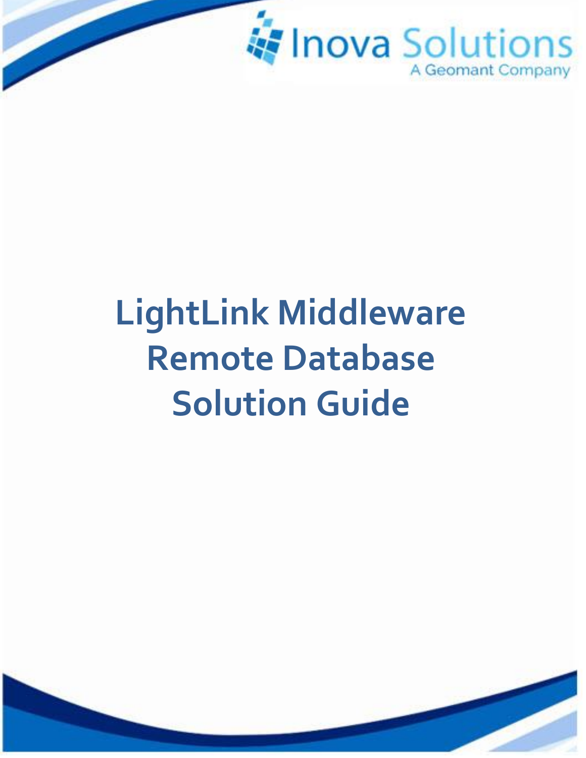Inova Solutions

A Geomant Company

# LightLink Middleware Remote Database Solution Guide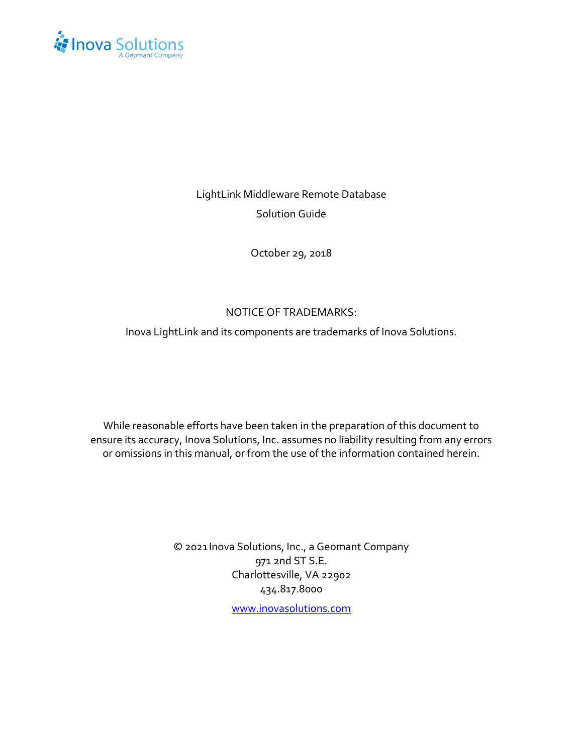LightLink Middleware Remote Database

Solution Guide

October 29, 2018

NOTICE OF TRADEMARKS:

Inova LightLink and its components are trademarks of Inova Solutions.

While reasonable efforts have been taken in the preparation of this document to ensure its accuracy, Inova Solutions, Inc. assumes no liability resulting from any errors or omissions in this manual, or from the use of the information contained herein.

© 2021 Inova Solutions, Inc., a Geomant Company
971 2nd ST S.E.
Charlottesville, VA 22902
434.817.8000

www.inovasolutions.com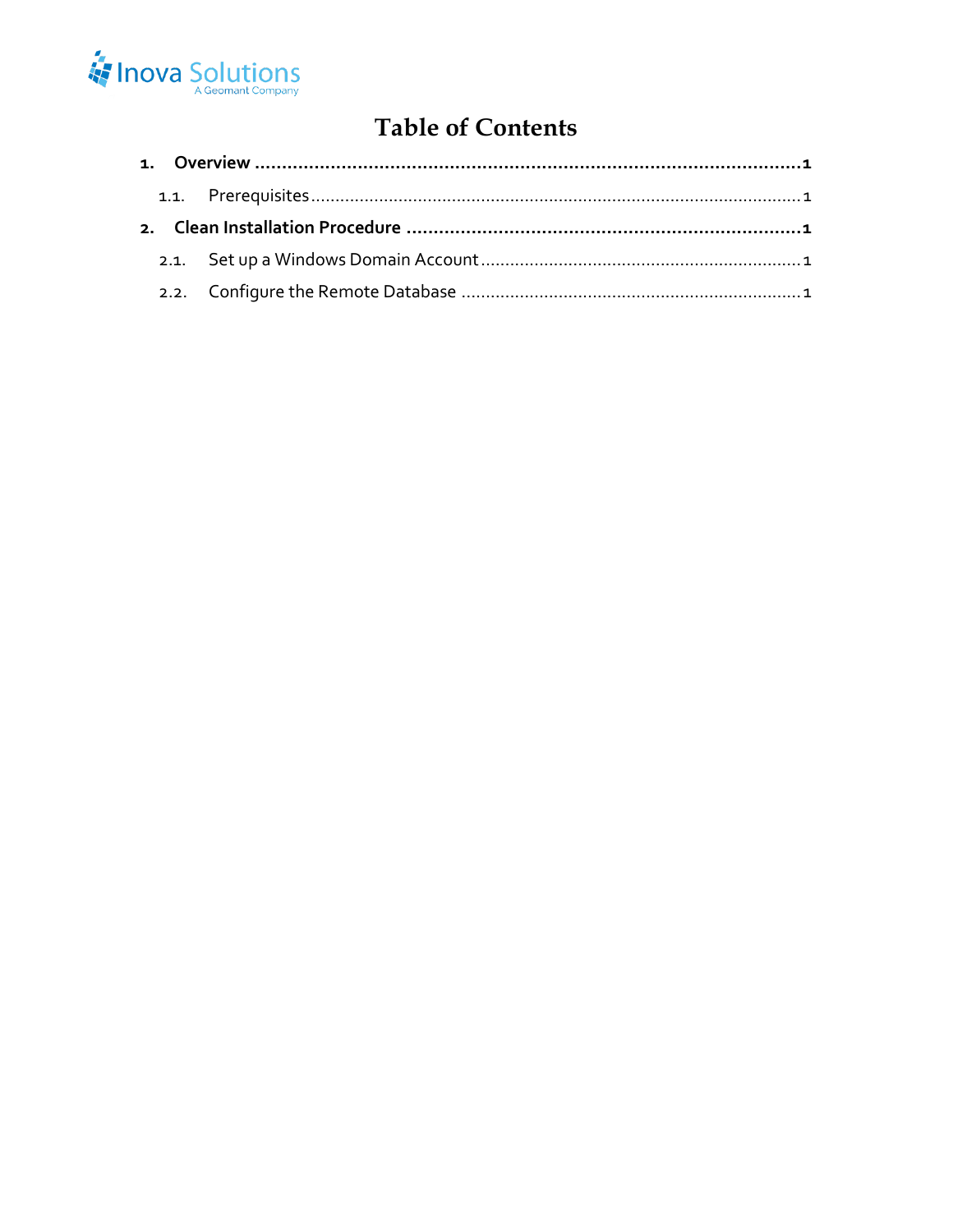# Table of Contents

1. **Overview** ........................................................................................................ **1**
   1.1. Prerequisites ........................................................................................................ 1
2. **Clean Installation Procedure** ........................................................................ **1**
   2.1. Set up a Windows Domain Account ........................................................................ 1
   2.2. Configure the Remote Database ........................................................................ 1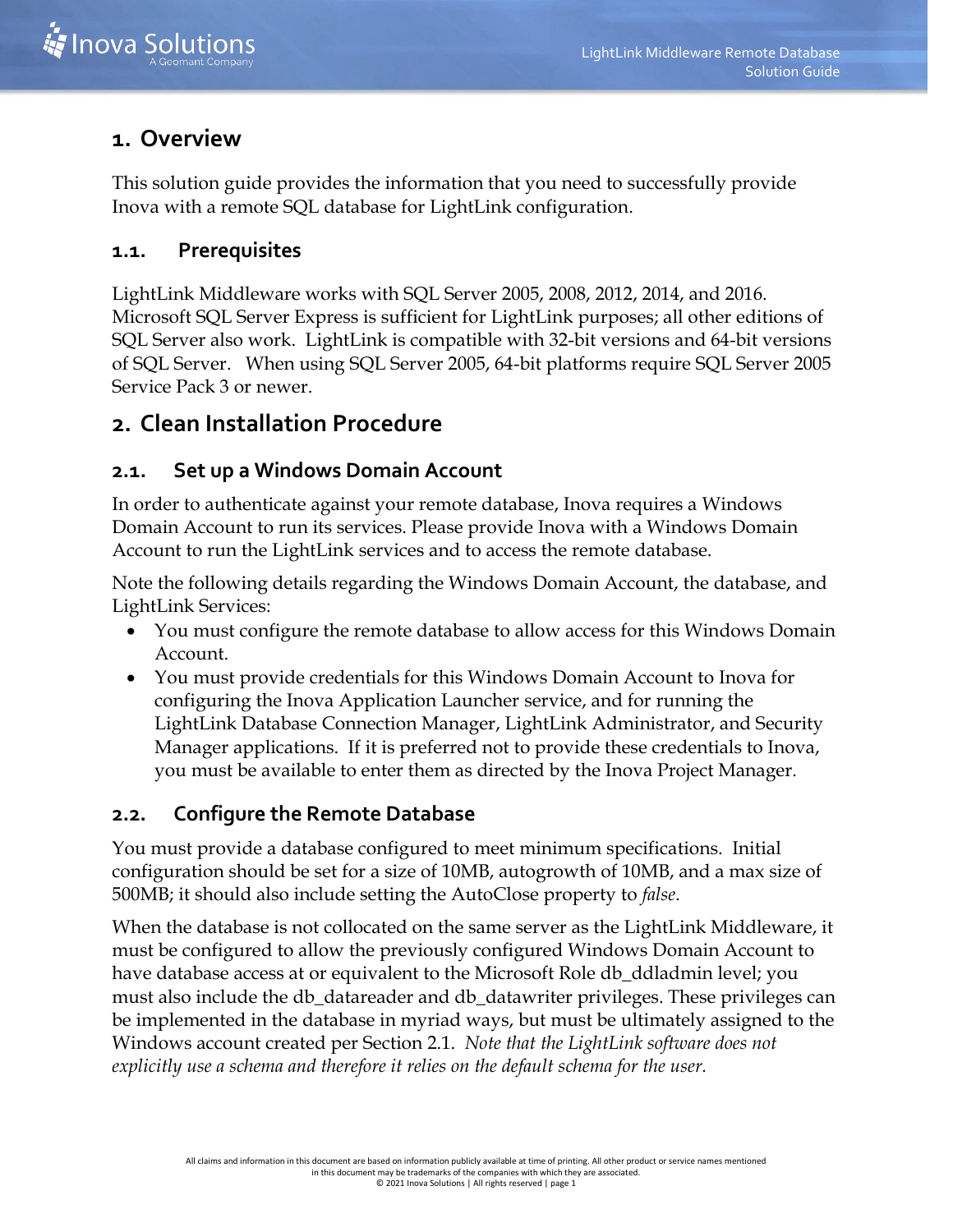# 1. Overview

This solution guide provides the information that you need to successfully provide Inova with a remote SQL database for LightLink configuration.

## 1.1. Prerequisites

LightLink Middleware works with SQL Server 2005, 2008, 2012, 2014, and 2016. Microsoft SQL Server Express is sufficient for LightLink purposes; all other editions of SQL Server also work. LightLink is compatible with 32-bit versions and 64-bit versions of SQL Server. When using SQL Server 2005, 64-bit platforms require SQL Server 2005 Service Pack 3 or newer.

# 2. Clean Installation Procedure

## 2.1. Set up a Windows Domain Account

In order to authenticate against your remote database, Inova requires a Windows Domain Account to run its services. Please provide Inova with a Windows Domain Account to run the LightLink services and to access the remote database.

Note the following details regarding the Windows Domain Account, the database, and LightLink Services:

- You must configure the remote database to allow access for this Windows Domain Account.
- You must provide credentials for this Windows Domain Account to Inova for configuring the Inova Application Launcher service, and for running the LightLink Database Connection Manager, LightLink Administrator, and Security Manager applications. If it is preferred not to provide these credentials to Inova, you must be available to enter them as directed by the Inova Project Manager.

## 2.2. Configure the Remote Database

You must provide a database configured to meet minimum specifications. Initial configuration should be set for a size of 10MB, autogrowth of 10MB, and a max size of 500MB; it should also include setting the AutoClose property to *false*.

When the database is not collocated on the same server as the LightLink Middleware, it must be configured to allow the previously configured Windows Domain Account to have database access at or equivalent to the Microsoft Role db_ddladmin level; you must also include the db_datareader and db_datawriter privileges. These privileges can be implemented in the database in myriad ways, but must be ultimately assigned to the Windows account created per Section 2.1. *Note that the LightLink software does not explicitly use a schema and therefore it relies on the default schema for the user.*